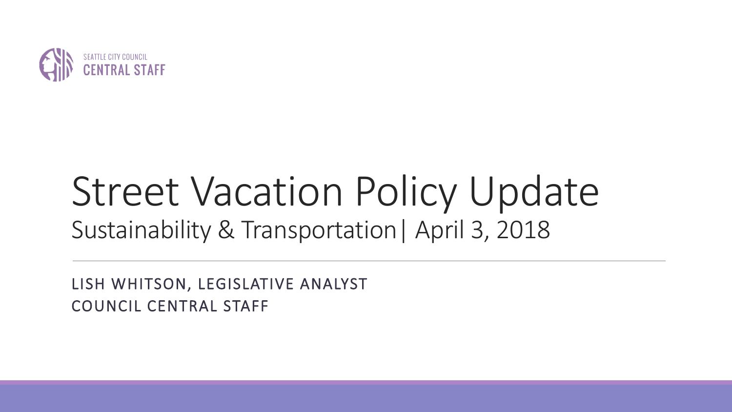SEATTLE CITY COUNCIL
CENTRAL STAFF

# Street Vacation Policy Update

## Sustainability & Transportation| April 3, 2018

LISH WHITSON, LEGISLATIVE ANALYST
COUNCIL CENTRAL STAFF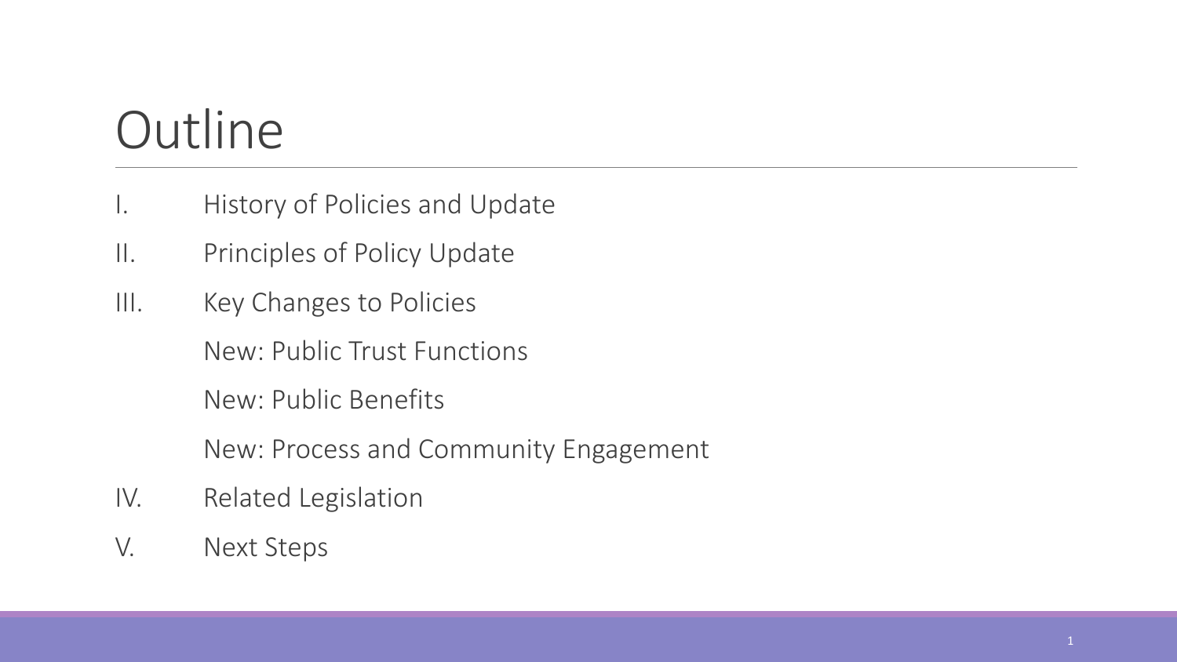# Outline

I. History of Policies and Update

II. Principles of Policy Update

III. Key Changes to Policies

   New: Public Trust Functions

   New: Public Benefits

   New: Process and Community Engagement

IV. Related Legislation

V. Next Steps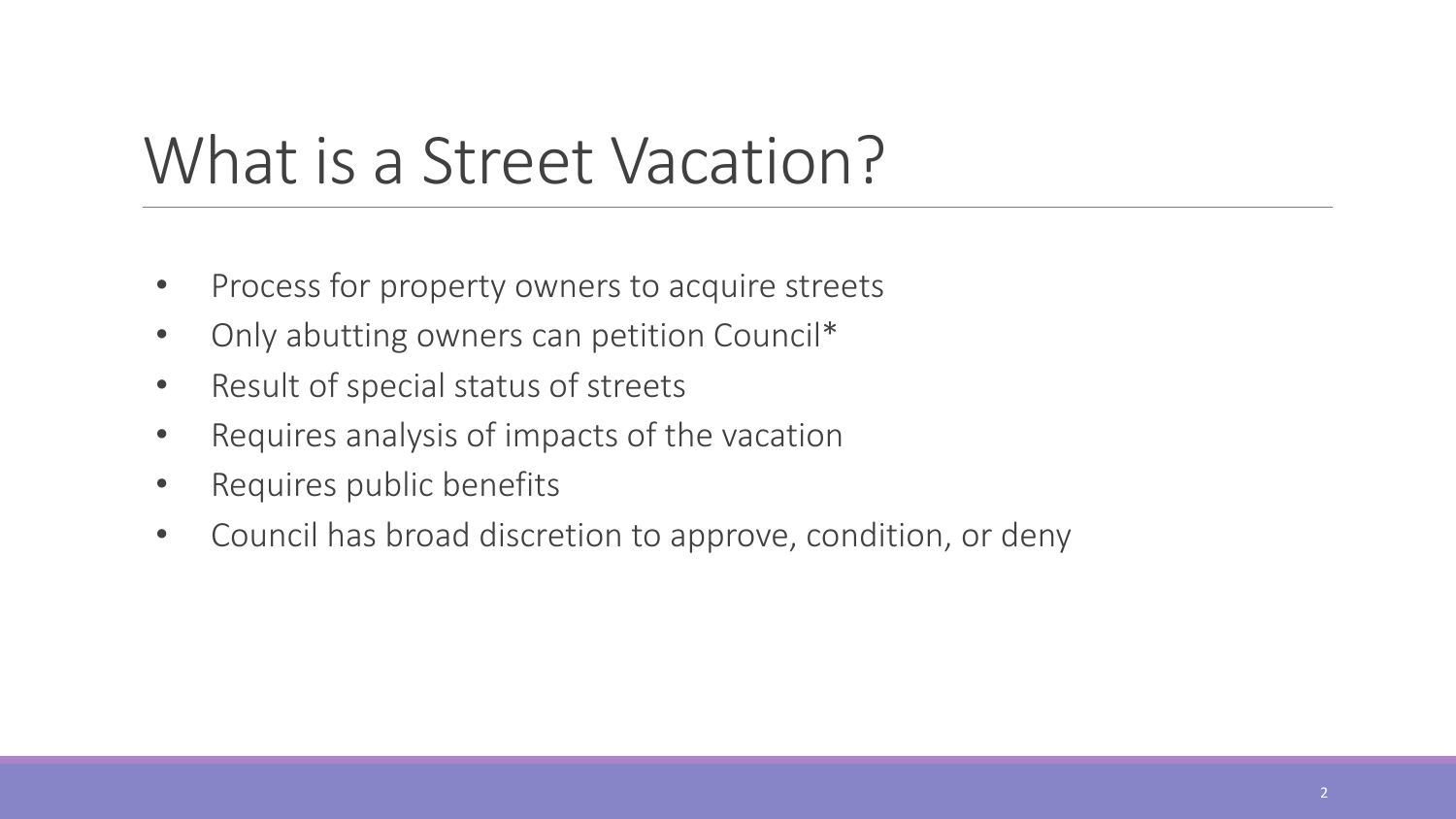# What is a Street Vacation?

- Process for property owners to acquire streets
- Only abutting owners can petition Council*
- Result of special status of streets
- Requires analysis of impacts of the vacation
- Requires public benefits
- Council has broad discretion to approve, condition, or deny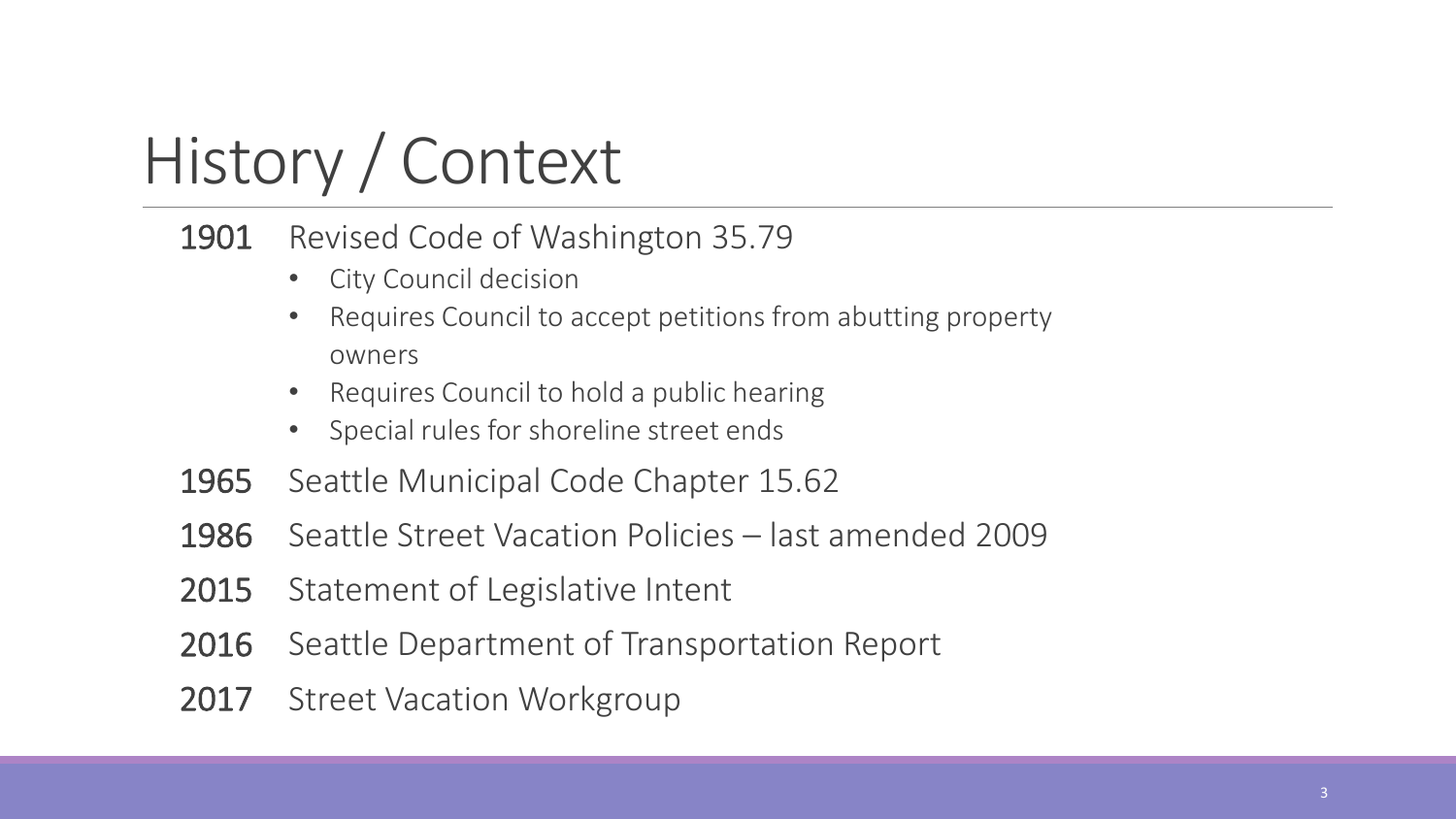# History / Context

- **1901** Revised Code of Washington 35.79
  - City Council decision
  - Requires Council to accept petitions from abutting property owners
  - Requires Council to hold a public hearing
  - Special rules for shoreline street ends
- **1965** Seattle Municipal Code Chapter 15.62
- **1986** Seattle Street Vacation Policies – last amended 2009
- **2015** Statement of Legislative Intent
- **2016** Seattle Department of Transportation Report
- **2017** Street Vacation Workgroup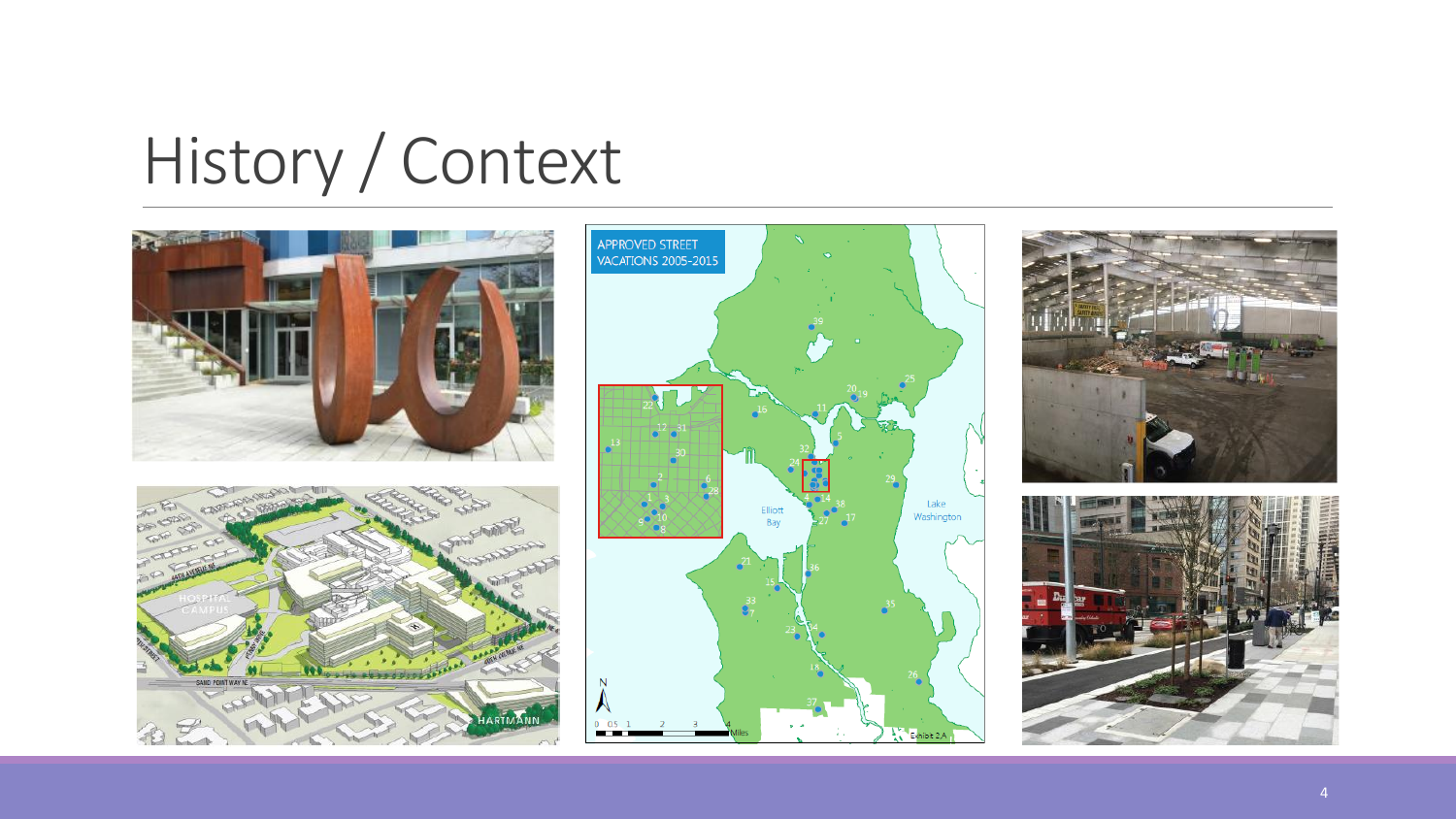# History / Context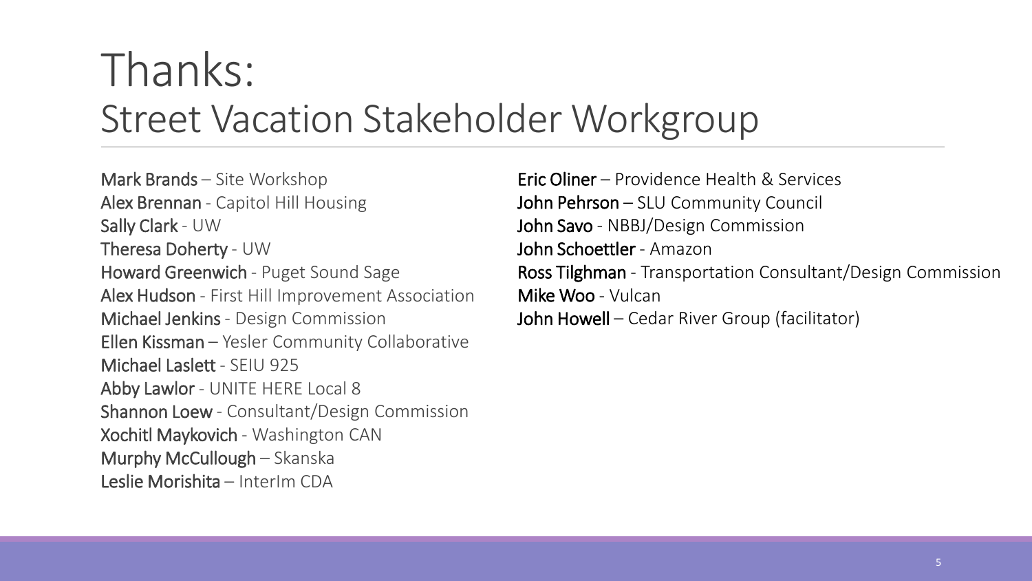# Thanks:
## Street Vacation Stakeholder Workgroup

Mark Brands – Site Workshop
Alex Brennan - Capitol Hill Housing
Sally Clark - UW
Theresa Doherty - UW
Howard Greenwich - Puget Sound Sage
Alex Hudson - First Hill Improvement Association
Michael Jenkins - Design Commission
Ellen Kissman – Yesler Community Collaborative
Michael Laslett - SEIU 925
Abby Lawlor - UNITE HERE Local 8
Shannon Loew - Consultant/Design Commission
Xochitl Maykovich - Washington CAN
Murphy McCullough – Skanska
Leslie Morishita – InterIm CDA
Eric Oliner – Providence Health & Services
John Pehrson – SLU Community Council
John Savo - NBBJ/Design Commission
John Schoettler - Amazon
Ross Tilghman - Transportation Consultant/Design Commission
Mike Woo - Vulcan
John Howell – Cedar River Group (facilitator)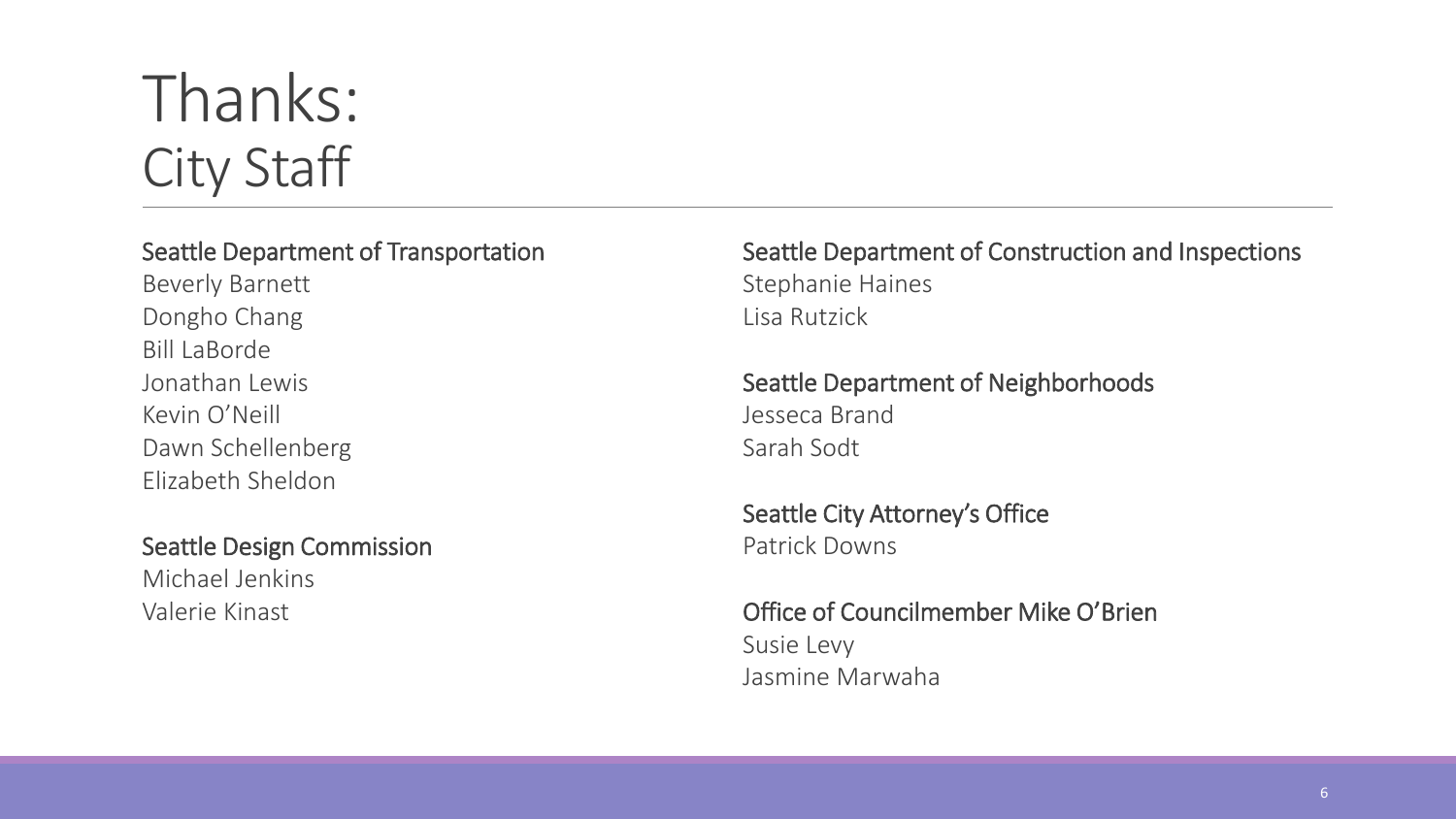# Thanks:
## City Staff

### Seattle Department of Transportation

Beverly Barnett
Dongho Chang
Bill LaBorde
Jonathan Lewis
Kevin O'Neill
Dawn Schellenberg
Elizabeth Sheldon

### Seattle Design Commission

Michael Jenkins
Valerie Kinast

### Seattle Department of Construction and Inspections

Stephanie Haines
Lisa Rutzick

### Seattle Department of Neighborhoods

Jesseca Brand
Sarah Sodt

### Seattle City Attorney's Office

Patrick Downs

### Office of Councilmember Mike O'Brien

Susie Levy
Jasmine Marwaha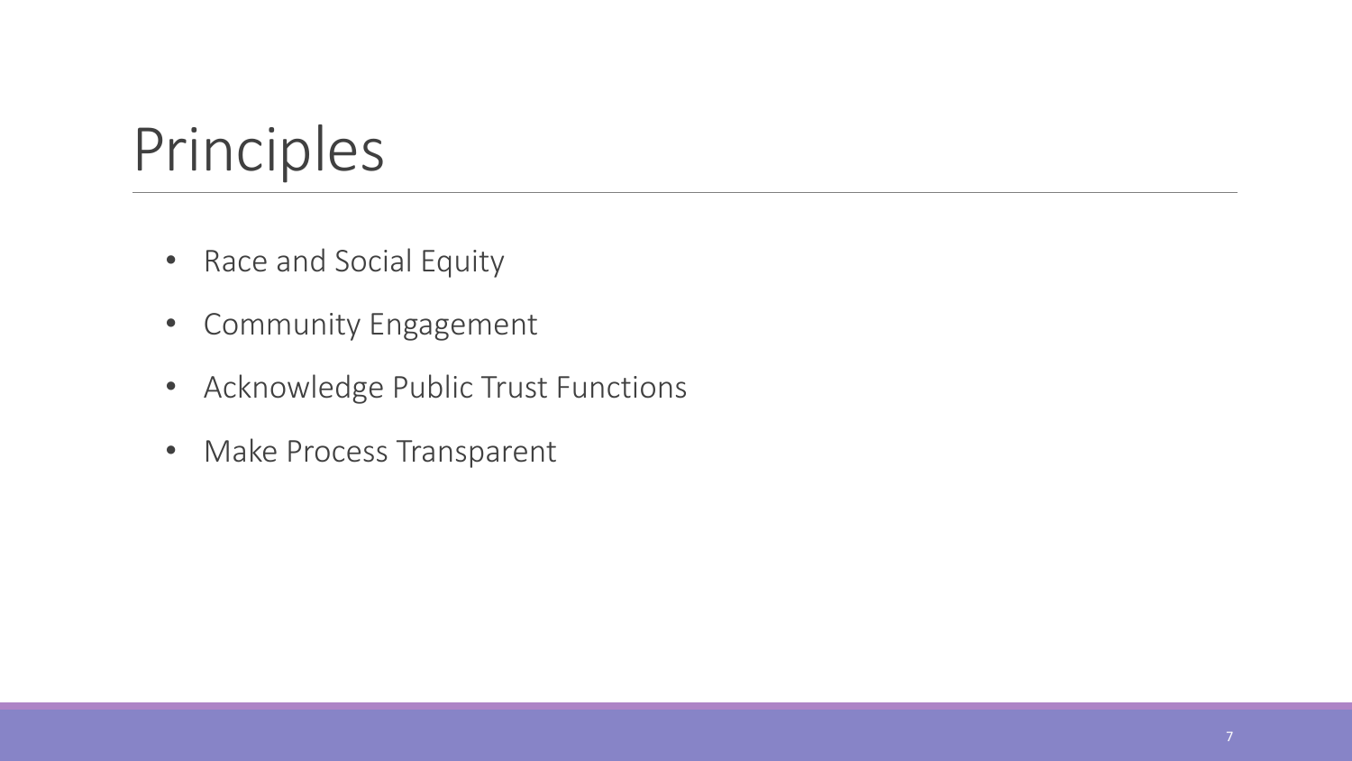# Principles

- Race and Social Equity
- Community Engagement
- Acknowledge Public Trust Functions
- Make Process Transparent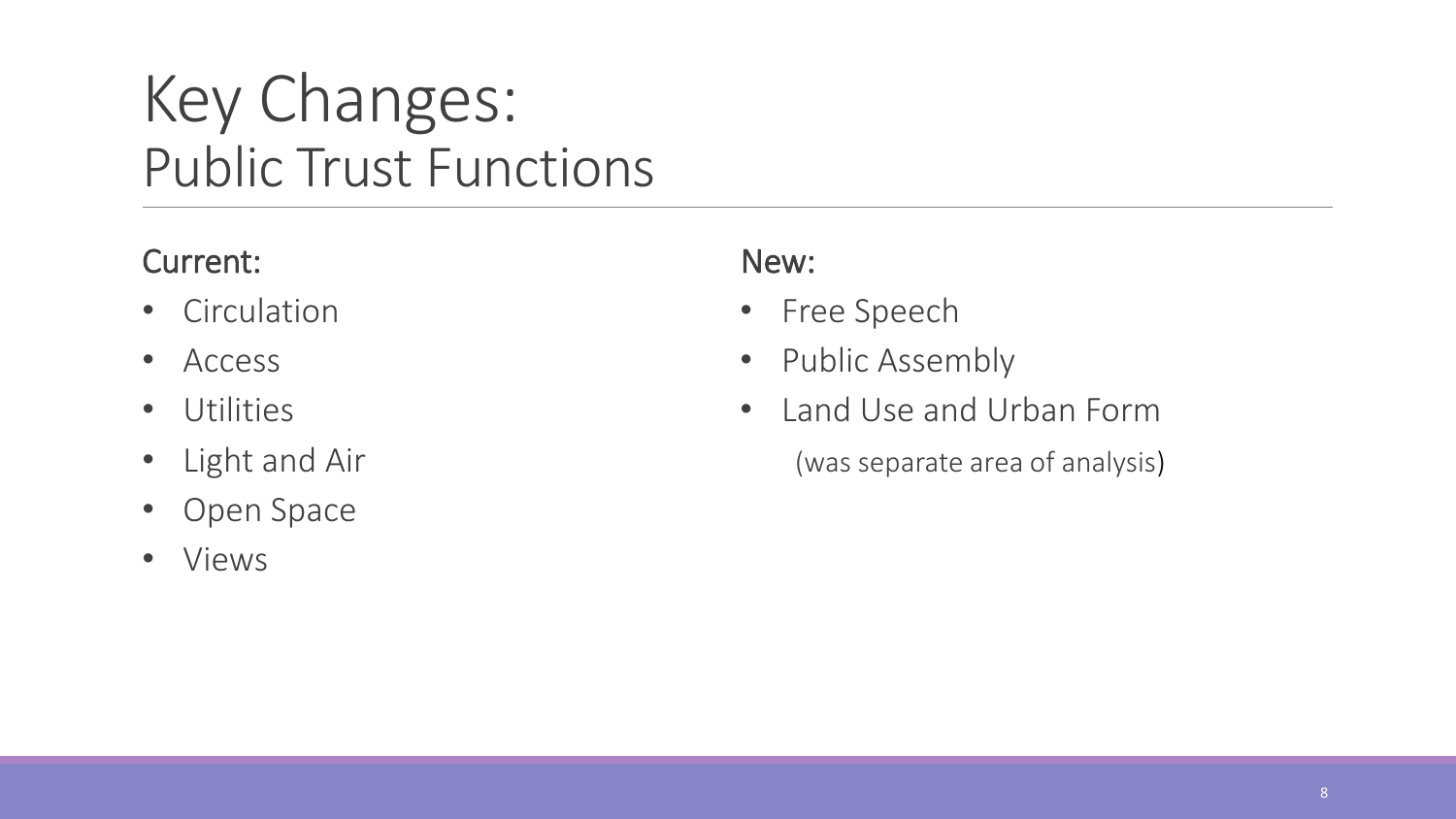# Key Changes:
## Public Trust Functions

Current:

- Circulation
- Access
- Utilities
- Light and Air
- Open Space
- Views

New:

- Free Speech
- Public Assembly
- Land Use and Urban Form

  (was separate area of analysis)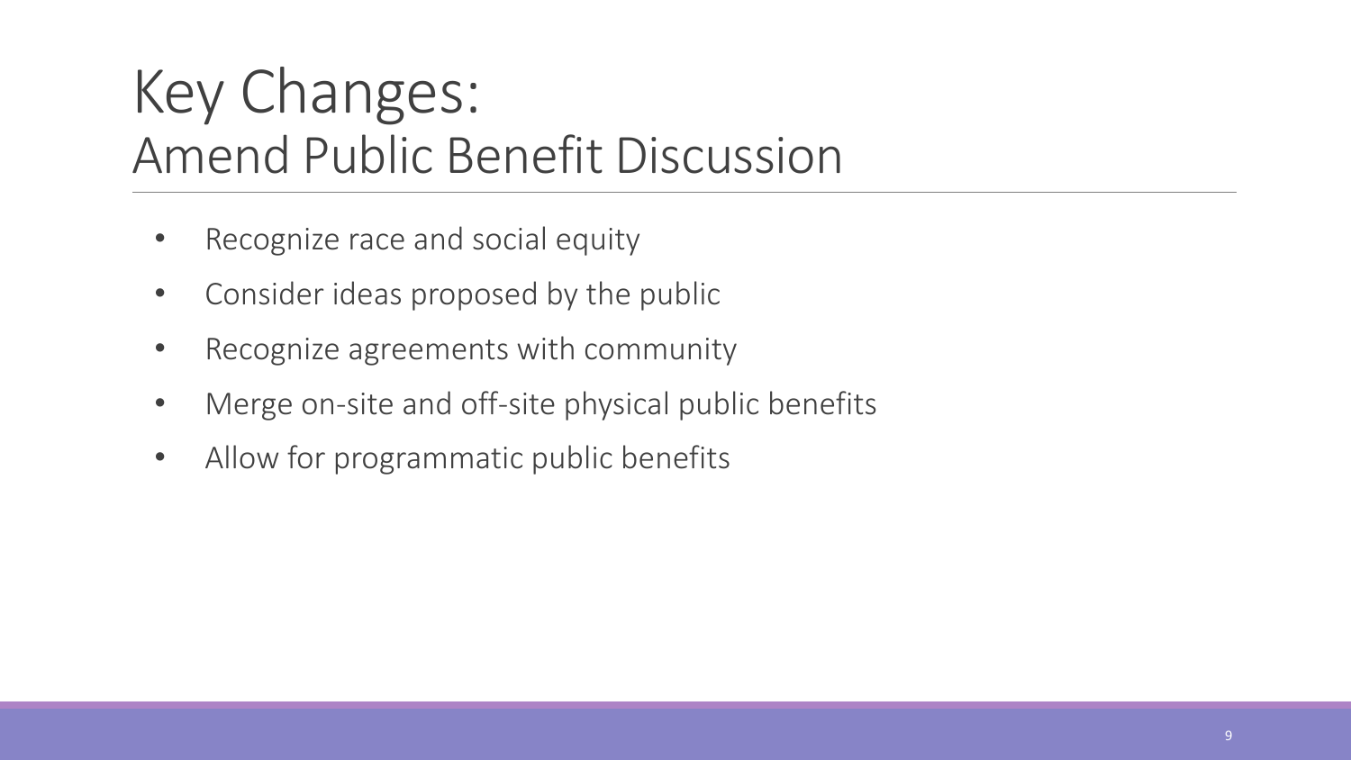# Key Changes:
## Amend Public Benefit Discussion

- Recognize race and social equity
- Consider ideas proposed by the public
- Recognize agreements with community
- Merge on-site and off-site physical public benefits
- Allow for programmatic public benefits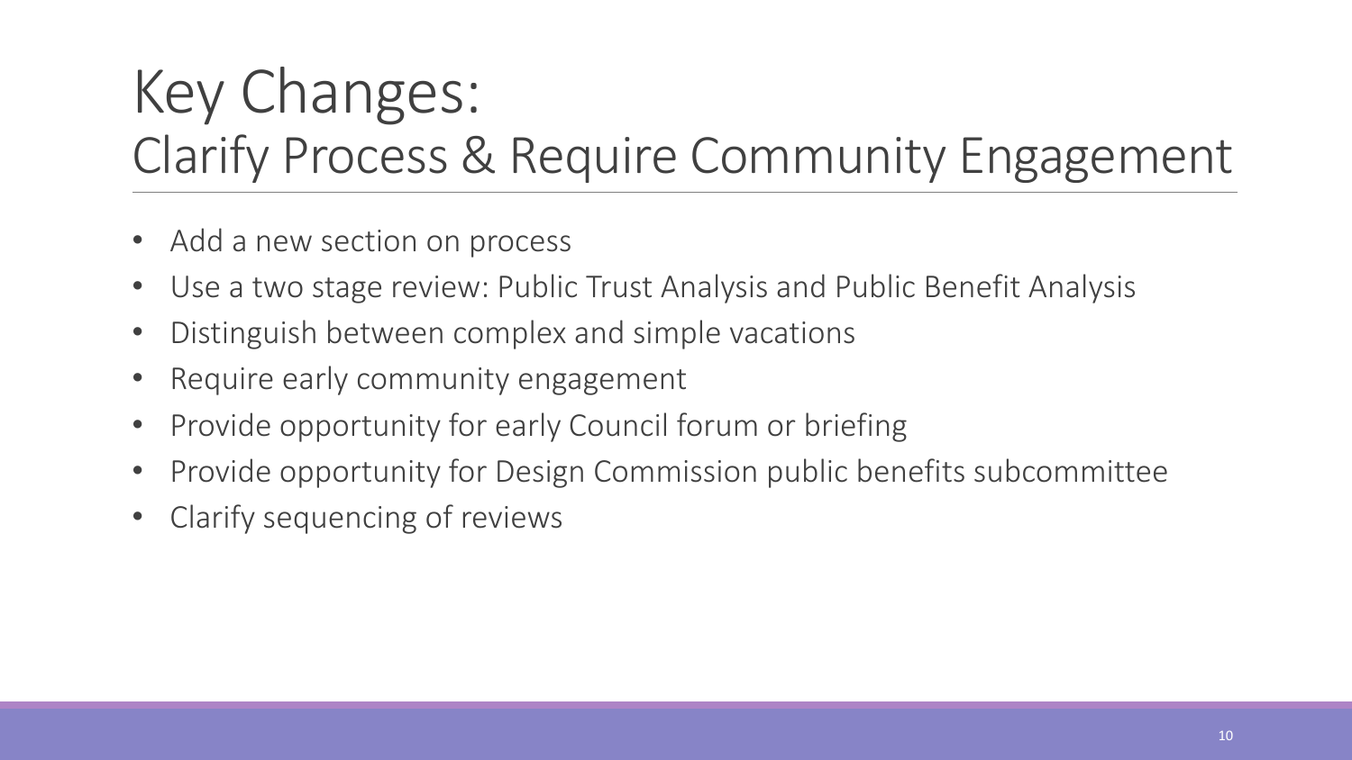# Key Changes:
## Clarify Process & Require Community Engagement

- Add a new section on process
- Use a two stage review: Public Trust Analysis and Public Benefit Analysis
- Distinguish between complex and simple vacations
- Require early community engagement
- Provide opportunity for early Council forum or briefing
- Provide opportunity for Design Commission public benefits subcommittee
- Clarify sequencing of reviews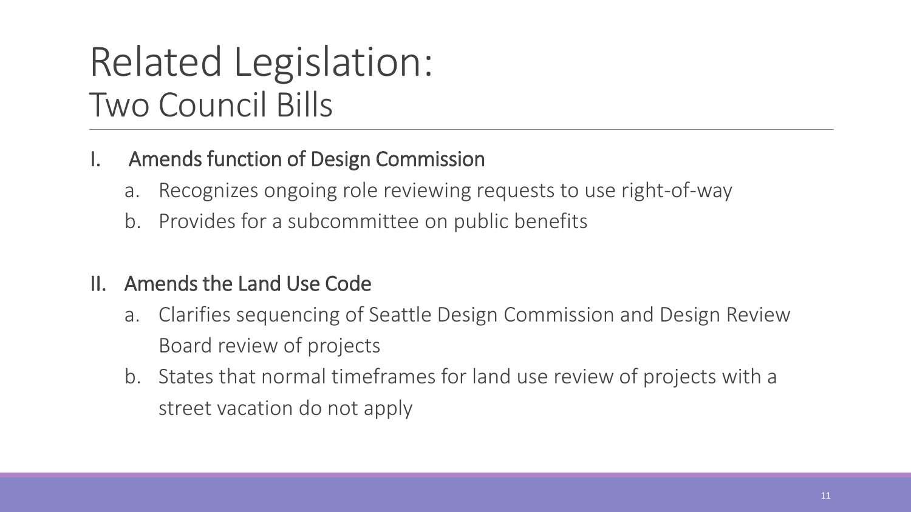# Related Legislation:
## Two Council Bills

I. Amends function of Design Commission
   a. Recognizes ongoing role reviewing requests to use right-of-way
   b. Provides for a subcommittee on public benefits

II. Amends the Land Use Code
   a. Clarifies sequencing of Seattle Design Commission and Design Review Board review of projects
   b. States that normal timeframes for land use review of projects with a street vacation do not apply